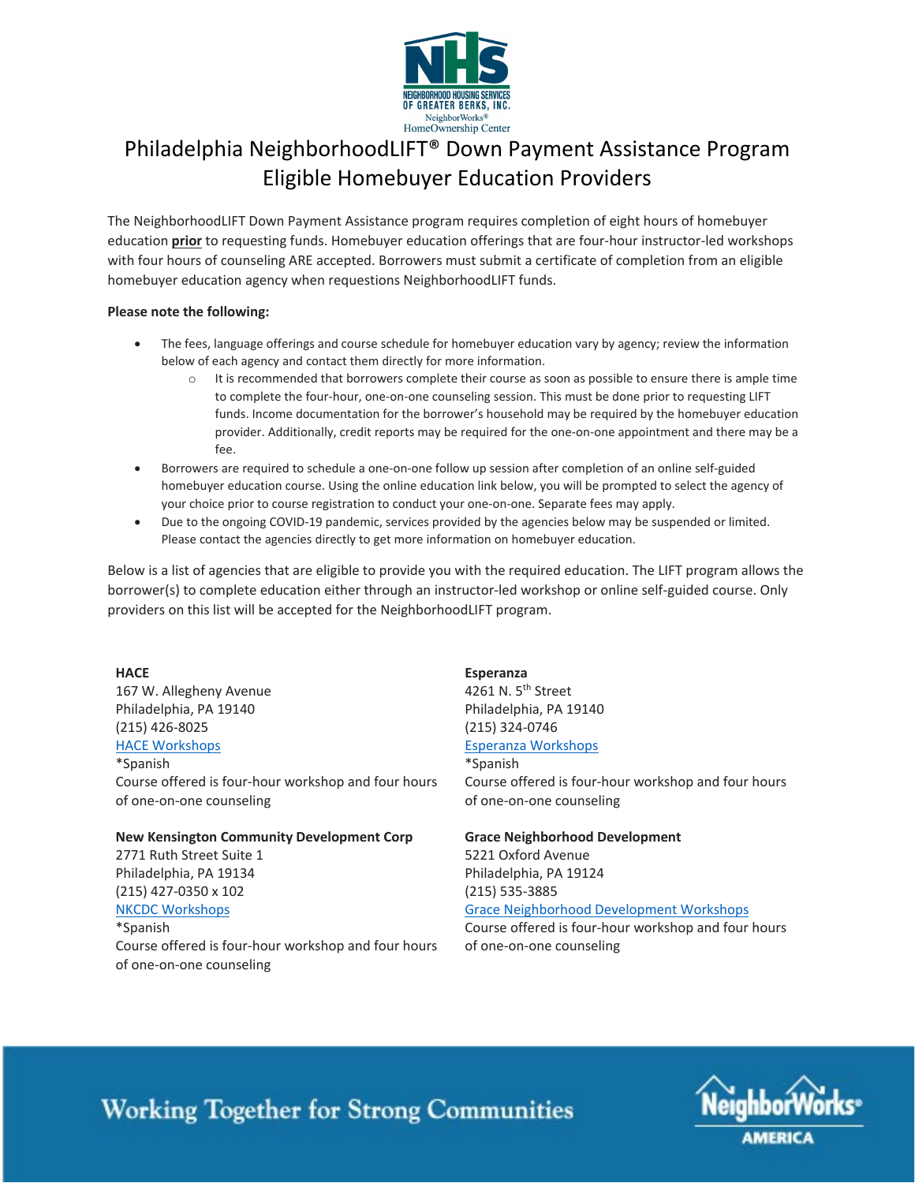# Philadelphia NeighborhoodLIFT® Down Payment Assistance Program Eligible Homebuyer Education Providers

The NeighborhoodLIFT Down Payment Assistance program requires completion of eight hours of homebuyer education **prior** to requesting funds. Homebuyer education offerings that are four-hour instructor-led workshops with four hours of counseling ARE accepted. Borrowers must submit a certificate of completion from an eligible homebuyer education agency when requestions NeighborhoodLIFT funds.

**Please note the following:**

- The fees, language offerings and course schedule for homebuyer education vary by agency; review the information below of each agency and contact them directly for more information.
  - It is recommended that borrowers complete their course as soon as possible to ensure there is ample time to complete the four-hour, one-on-one counseling session. This must be done prior to requesting LIFT funds. Income documentation for the borrower's household may be required by the homebuyer education provider. Additionally, credit reports may be required for the one-on-one appointment and there may be a fee.
- Borrowers are required to schedule a one-on-one follow up session after completion of an online self-guided homebuyer education course. Using the online education link below, you will be prompted to select the agency of your choice prior to course registration to conduct your one-on-one. Separate fees may apply.
- Due to the ongoing COVID-19 pandemic, services provided by the agencies below may be suspended or limited. Please contact the agencies directly to get more information on homebuyer education.

Below is a list of agencies that are eligible to provide you with the required education. The LIFT program allows the borrower(s) to complete education either through an instructor-led workshop or online self-guided course. Only providers on this list will be accepted for the NeighborhoodLIFT program.

**HACE**
167 W. Allegheny Avenue
Philadelphia, PA 19140
(215) 426-8025
HACE Workshops
*Spanish
Course offered is four-hour workshop and four hours of one-on-one counseling

**New Kensington Community Development Corp**
2771 Ruth Street Suite 1
Philadelphia, PA 19134
(215) 427-0350 x 102
NKCDC Workshops
*Spanish
Course offered is four-hour workshop and four hours of one-on-one counseling

**Esperanza**
4261 N. 5th Street
Philadelphia, PA 19140
(215) 324-0746
Esperanza Workshops
*Spanish
Course offered is four-hour workshop and four hours of one-on-one counseling

**Grace Neighborhood Development**
5221 Oxford Avenue
Philadelphia, PA 19124
(215) 535-3885
Grace Neighborhood Development Workshops
Course offered is four-hour workshop and four hours of one-on-one counseling

Working Together for Strong Communities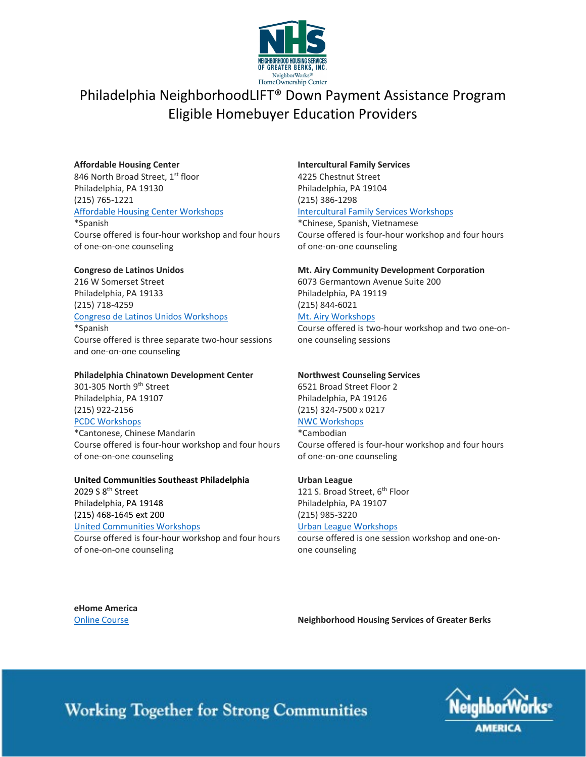NEIGHBORHOOD HOUSING SERVICES OF GREATER BERKS, INC.
NeighborWorks® HomeOwnership Center

# Philadelphia NeighborhoodLIFT® Down Payment Assistance Program
## Eligible Homebuyer Education Providers

**Affordable Housing Center**
846 North Broad Street, 1st floor
Philadelphia, PA 19130
(215) 765-1221
Affordable Housing Center Workshops
*Spanish
Course offered is four-hour workshop and four hours of one-on-one counseling

**Congreso de Latinos Unidos**
216 W Somerset Street
Philadelphia, PA 19133
(215) 718-4259
Congreso de Latinos Unidos Workshops
*Spanish
Course offered is three separate two-hour sessions and one-on-one counseling

**Philadelphia Chinatown Development Center**
301-305 North 9th Street
Philadelphia, PA 19107
(215) 922-2156
PCDC Workshops
*Cantonese, Chinese Mandarin
Course offered is four-hour workshop and four hours of one-on-one counseling

**United Communities Southeast Philadelphia**
2029 S 8th Street
Philadelphia, PA 19148
(215) 468-1645 ext 200
United Communities Workshops
Course offered is four-hour workshop and four hours of one-on-one counseling

**Intercultural Family Services**
4225 Chestnut Street
Philadelphia, PA 19104
(215) 386-1298
Intercultural Family Services Workshops
*Chinese, Spanish, Vietnamese
Course offered is four-hour workshop and four hours of one-on-one counseling

**Mt. Airy Community Development Corporation**
6073 Germantown Avenue Suite 200
Philadelphia, PA 19119
(215) 844-6021
Mt. Airy Workshops
Course offered is two-hour workshop and two one-on-one counseling sessions

**Northwest Counseling Services**
6521 Broad Street Floor 2
Philadelphia, PA 19126
(215) 324-7500 x 0217
NWC Workshops
*Cambodian
Course offered is four-hour workshop and four hours of one-on-one counseling

**Urban League**
121 S. Broad Street, 6th Floor
Philadelphia, PA 19107
(215) 985-3220
Urban League Workshops
course offered is one session workshop and one-on-one counseling

**eHome America**
Online Course

**Neighborhood Housing Services of Greater Berks**

Working Together for Strong Communities

NeighborWorks® AMERICA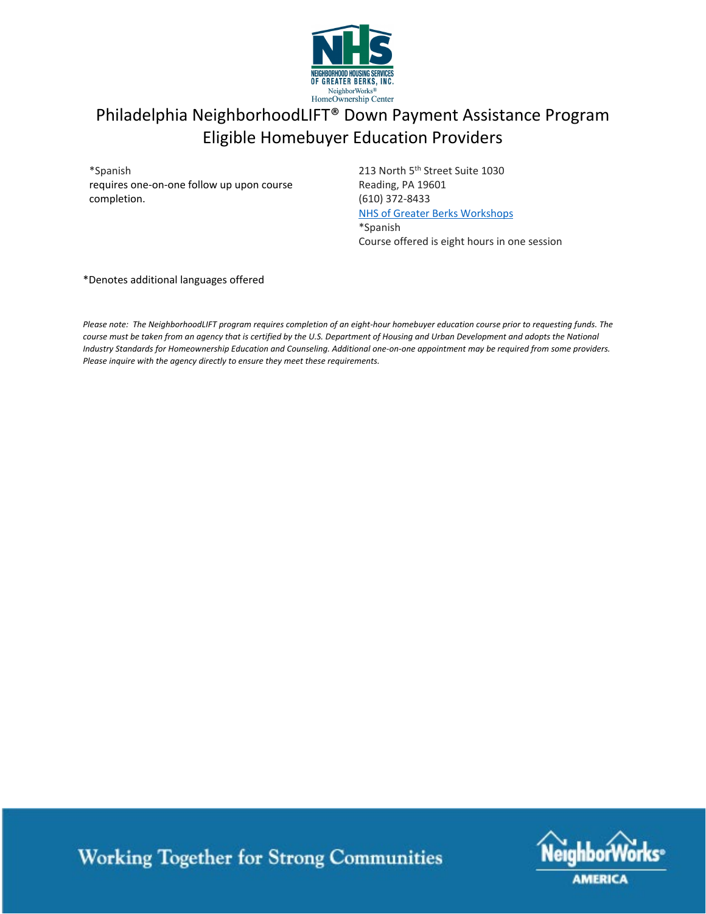NEIGHBORHOOD HOUSING SERVICES OF GREATER BERKS, INC.
NeighborWorks® HomeOwnership Center

# Philadelphia NeighborhoodLIFT® Down Payment Assistance Program
## Eligible Homebuyer Education Providers

| | |
|---|---|
| *Spanish<br>requires one-on-one follow up upon course completion. | 213 North 5th Street Suite 1030<br>Reading, PA 19601<br>(610) 372-8433<br>NHS of Greater Berks Workshops<br>*Spanish<br>Course offered is eight hours in one session |

*Denotes additional languages offered

*Please note: The NeighborhoodLIFT program requires completion of an eight-hour homebuyer education course prior to requesting funds. The course must be taken from an agency that is certified by the U.S. Department of Housing and Urban Development and adopts the National Industry Standards for Homeownership Education and Counseling. Additional one-on-one appointment may be required from some providers. Please inquire with the agency directly to ensure they meet these requirements.*

Working Together for Strong Communities

NeighborWorks® AMERICA